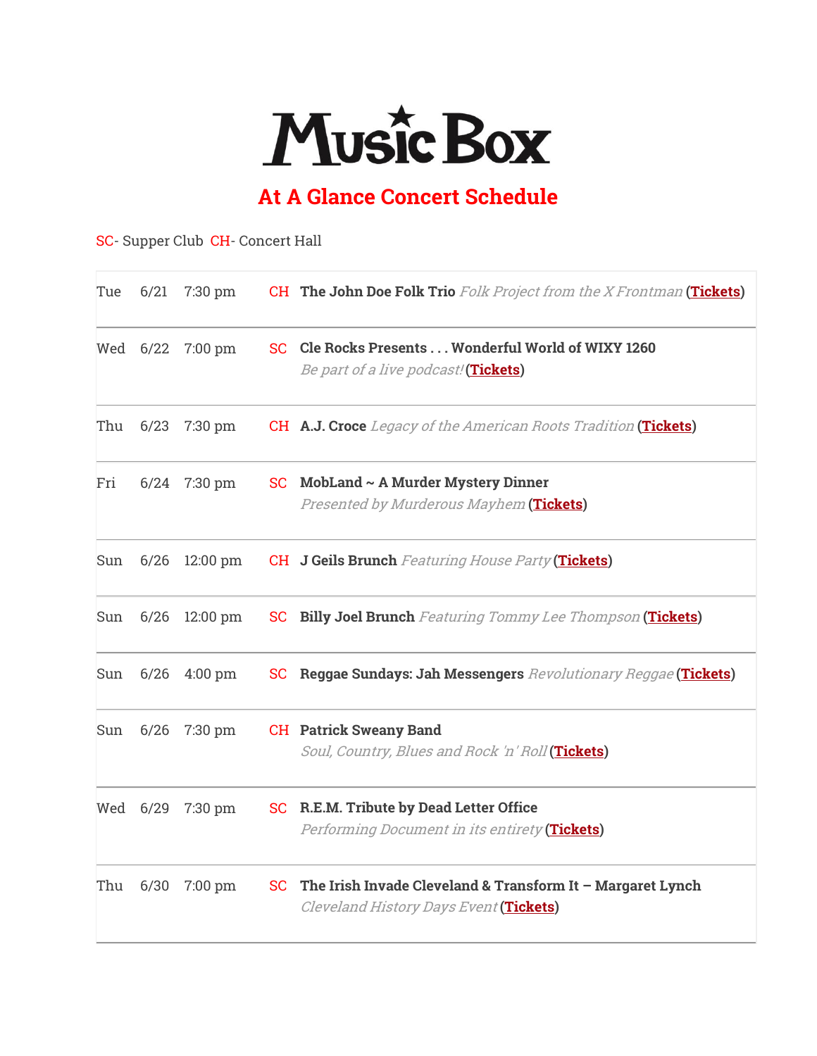# Music Box

## At A Glance Concert Schedule

SC- Supper Club  CH- Concert Hall

| | | | | |
|---|---|---|---|---|
| Tue | 6/21 | 7:30 pm | CH | **The John Doe Folk Trio** *Folk Project from the X Frontman* (**Tickets**) |
| Wed | 6/22 | 7:00 pm | SC | **Cle Rocks Presents . . . Wonderful World of WIXY 1260** *Be part of a live podcast!* (**Tickets**) |
| Thu | 6/23 | 7:30 pm | CH | **A.J. Croce** *Legacy of the American Roots Tradition* (**Tickets**) |
| Fri | 6/24 | 7:30 pm | SC | **MobLand ~ A Murder Mystery Dinner** *Presented by Murderous Mayhem* (**Tickets**) |
| Sun | 6/26 | 12:00 pm | CH | **J Geils Brunch** *Featuring House Party* (**Tickets**) |
| Sun | 6/26 | 12:00 pm | SC | **Billy Joel Brunch** *Featuring Tommy Lee Thompson* (**Tickets**) |
| Sun | 6/26 | 4:00 pm | SC | **Reggae Sundays: Jah Messengers** *Revolutionary Reggae* (**Tickets**) |
| Sun | 6/26 | 7:30 pm | CH | **Patrick Sweany Band** *Soul, Country, Blues and Rock 'n' Roll* (**Tickets**) |
| Wed | 6/29 | 7:30 pm | SC | **R.E.M. Tribute by Dead Letter Office** *Performing Document in its entirety* (**Tickets**) |
| Thu | 6/30 | 7:00 pm | SC | **The Irish Invade Cleveland & Transform It – Margaret Lynch** *Cleveland History Days Event* (**Tickets**) |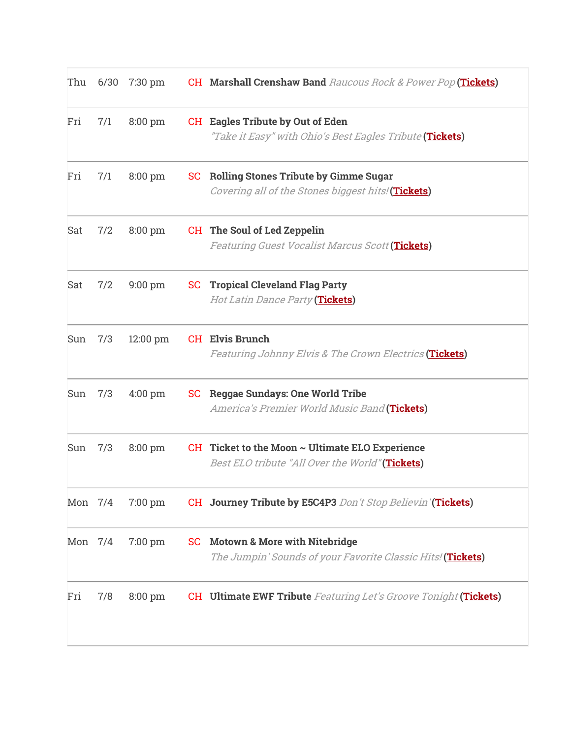| | | | | |
|---|---|---|---|---|
| Thu | 6/30 | 7:30 pm | CH | **Marshall Crenshaw Band** *Raucous Rock & Power Pop* (**Tickets**) |
| Fri | 7/1 | 8:00 pm | CH | **Eagles Tribute by Out of Eden** *"Take it Easy" with Ohio's Best Eagles Tribute* (**Tickets**) |
| Fri | 7/1 | 8:00 pm | SC | **Rolling Stones Tribute by Gimme Sugar** *Covering all of the Stones biggest hits!* (**Tickets**) |
| Sat | 7/2 | 8:00 pm | CH | **The Soul of Led Zeppelin** *Featuring Guest Vocalist Marcus Scott* (**Tickets**) |
| Sat | 7/2 | 9:00 pm | SC | **Tropical Cleveland Flag Party** *Hot Latin Dance Party* (**Tickets**) |
| Sun | 7/3 | 12:00 pm | CH | **Elvis Brunch** *Featuring Johnny Elvis & The Crown Electrics* (**Tickets**) |
| Sun | 7/3 | 4:00 pm | SC | **Reggae Sundays: One World Tribe** *America's Premier World Music Band* (**Tickets**) |
| Sun | 7/3 | 8:00 pm | CH | **Ticket to the Moon ~ Ultimate ELO Experience** *Best ELO tribute "All Over the World"* (**Tickets**) |
| Mon | 7/4 | 7:00 pm | CH | **Journey Tribute by E5C4P3** *Don't Stop Believin'* (**Tickets**) |
| Mon | 7/4 | 7:00 pm | SC | **Motown & More with Nitebridge** *The Jumpin' Sounds of your Favorite Classic Hits!* (**Tickets**) |
| Fri | 7/8 | 8:00 pm | CH | **Ultimate EWF Tribute** *Featuring Let's Groove Tonight* (**Tickets**) |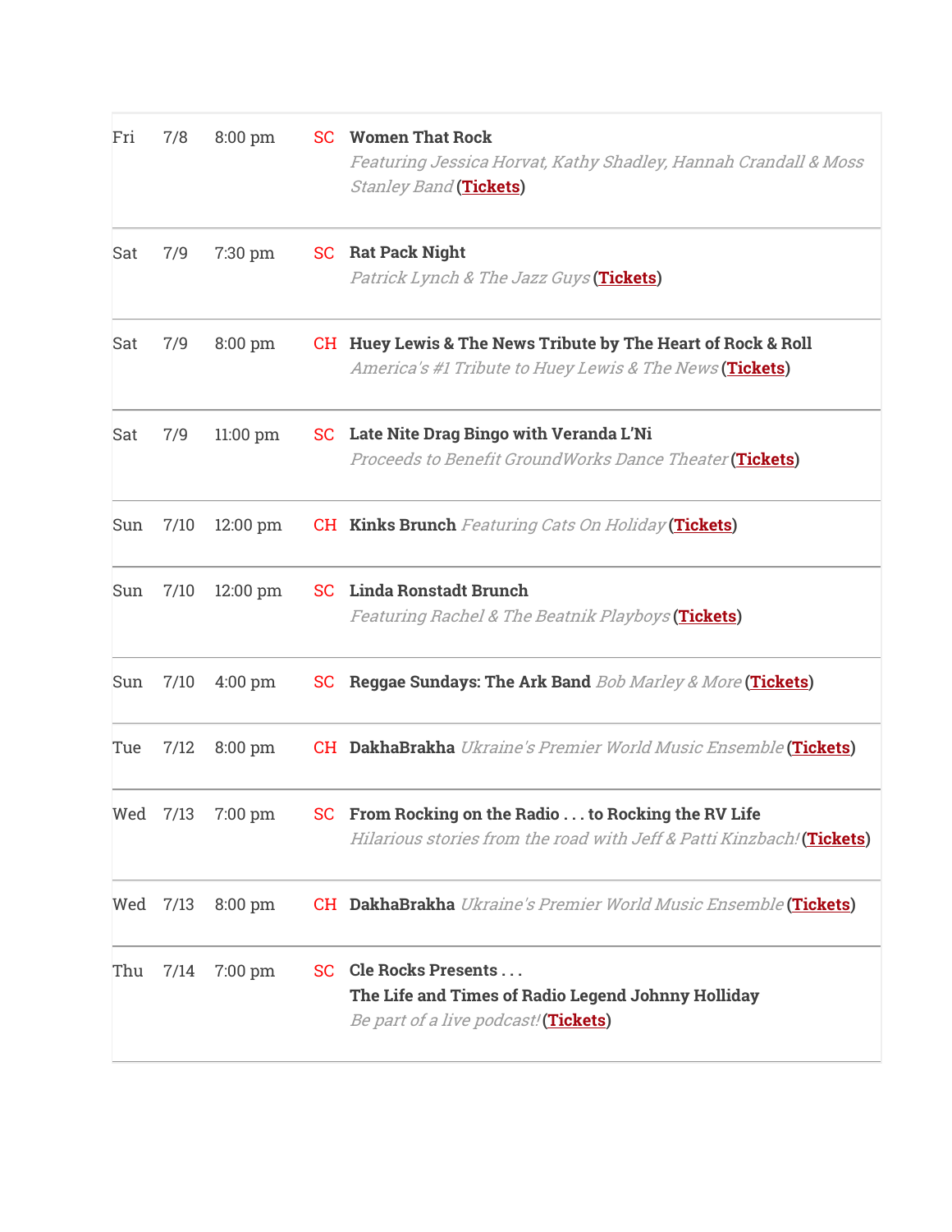| | | | | |
|---|---|---|---|---|
| Fri | 7/8 | 8:00 pm | SC | **Women That Rock** *Featuring Jessica Horvat, Kathy Shadley, Hannah Crandall & Moss Stanley Band* (**Tickets**) |
| Sat | 7/9 | 7:30 pm | SC | **Rat Pack Night** *Patrick Lynch & The Jazz Guys* (**Tickets**) |
| Sat | 7/9 | 8:00 pm | CH | **Huey Lewis & The News Tribute by The Heart of Rock & Roll** *America's #1 Tribute to Huey Lewis & The News* (**Tickets**) |
| Sat | 7/9 | 11:00 pm | SC | **Late Nite Drag Bingo with Veranda L'Ni** *Proceeds to Benefit GroundWorks Dance Theater* (**Tickets**) |
| Sun | 7/10 | 12:00 pm | CH | **Kinks Brunch** *Featuring Cats On Holiday* (**Tickets**) |
| Sun | 7/10 | 12:00 pm | SC | **Linda Ronstadt Brunch** *Featuring Rachel & The Beatnik Playboys* (**Tickets**) |
| Sun | 7/10 | 4:00 pm | SC | **Reggae Sundays: The Ark Band** *Bob Marley & More* (**Tickets**) |
| Tue | 7/12 | 8:00 pm | CH | **DakhaBrakha** *Ukraine's Premier World Music Ensemble* (**Tickets**) |
| Wed | 7/13 | 7:00 pm | SC | **From Rocking on the Radio . . . to Rocking the RV Life** *Hilarious stories from the road with Jeff & Patti Kinzbach!* (**Tickets**) |
| Wed | 7/13 | 8:00 pm | CH | **DakhaBrakha** *Ukraine's Premier World Music Ensemble* (**Tickets**) |
| Thu | 7/14 | 7:00 pm | SC | **Cle Rocks Presents . . . The Life and Times of Radio Legend Johnny Holliday** *Be part of a live podcast!* (**Tickets**) |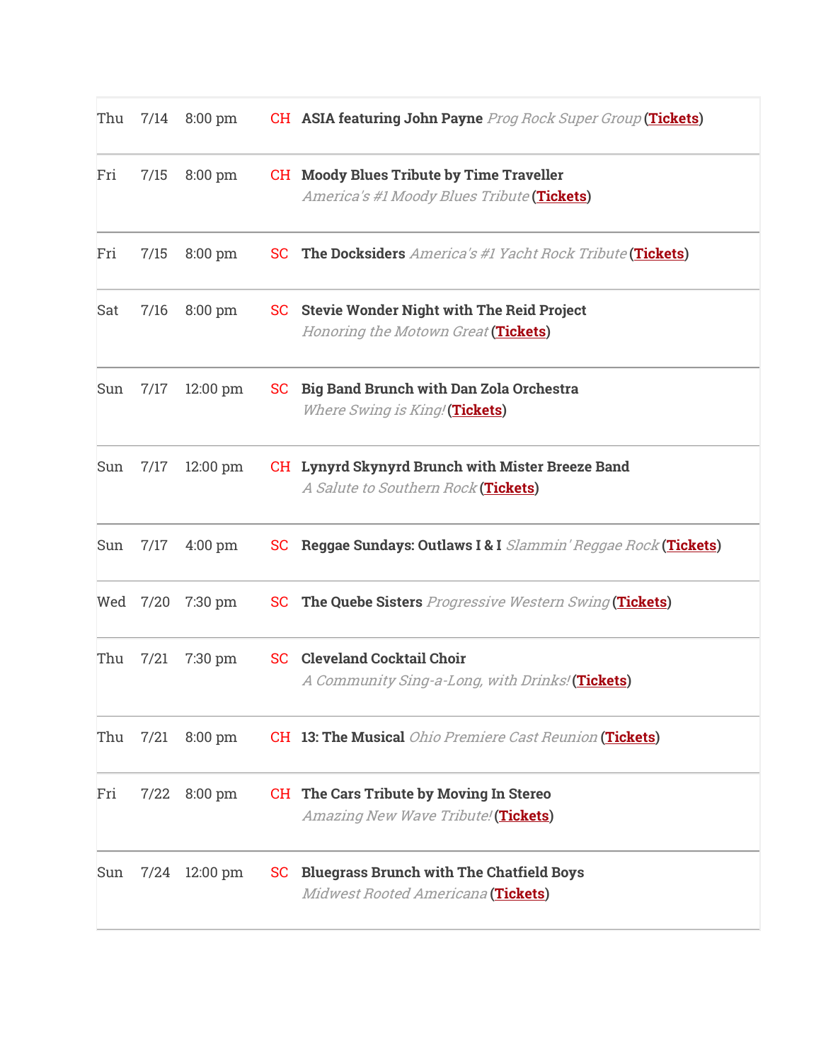| | | | | |
|---|---|---|---|---|
| Thu | 7/14 | 8:00 pm | CH | **ASIA featuring John Payne** *Prog Rock Super Group* (**Tickets**) |
| Fri | 7/15 | 8:00 pm | CH | **Moody Blues Tribute by Time Traveller** *America's #1 Moody Blues Tribute* (**Tickets**) |
| Fri | 7/15 | 8:00 pm | SC | **The Docksiders** *America's #1 Yacht Rock Tribute* (**Tickets**) |
| Sat | 7/16 | 8:00 pm | SC | **Stevie Wonder Night with The Reid Project** *Honoring the Motown Great* (**Tickets**) |
| Sun | 7/17 | 12:00 pm | SC | **Big Band Brunch with Dan Zola Orchestra** *Where Swing is King!* (**Tickets**) |
| Sun | 7/17 | 12:00 pm | CH | **Lynyrd Skynyrd Brunch with Mister Breeze Band** *A Salute to Southern Rock* (**Tickets**) |
| Sun | 7/17 | 4:00 pm | SC | **Reggae Sundays: Outlaws I & I** *Slammin' Reggae Rock* (**Tickets**) |
| Wed | 7/20 | 7:30 pm | SC | **The Quebe Sisters** *Progressive Western Swing* (**Tickets**) |
| Thu | 7/21 | 7:30 pm | SC | **Cleveland Cocktail Choir** *A Community Sing-a-Long, with Drinks!* (**Tickets**) |
| Thu | 7/21 | 8:00 pm | CH | **13: The Musical** *Ohio Premiere Cast Reunion* (**Tickets**) |
| Fri | 7/22 | 8:00 pm | CH | **The Cars Tribute by Moving In Stereo** *Amazing New Wave Tribute!* (**Tickets**) |
| Sun | 7/24 | 12:00 pm | SC | **Bluegrass Brunch with The Chatfield Boys** *Midwest Rooted Americana* (**Tickets**) |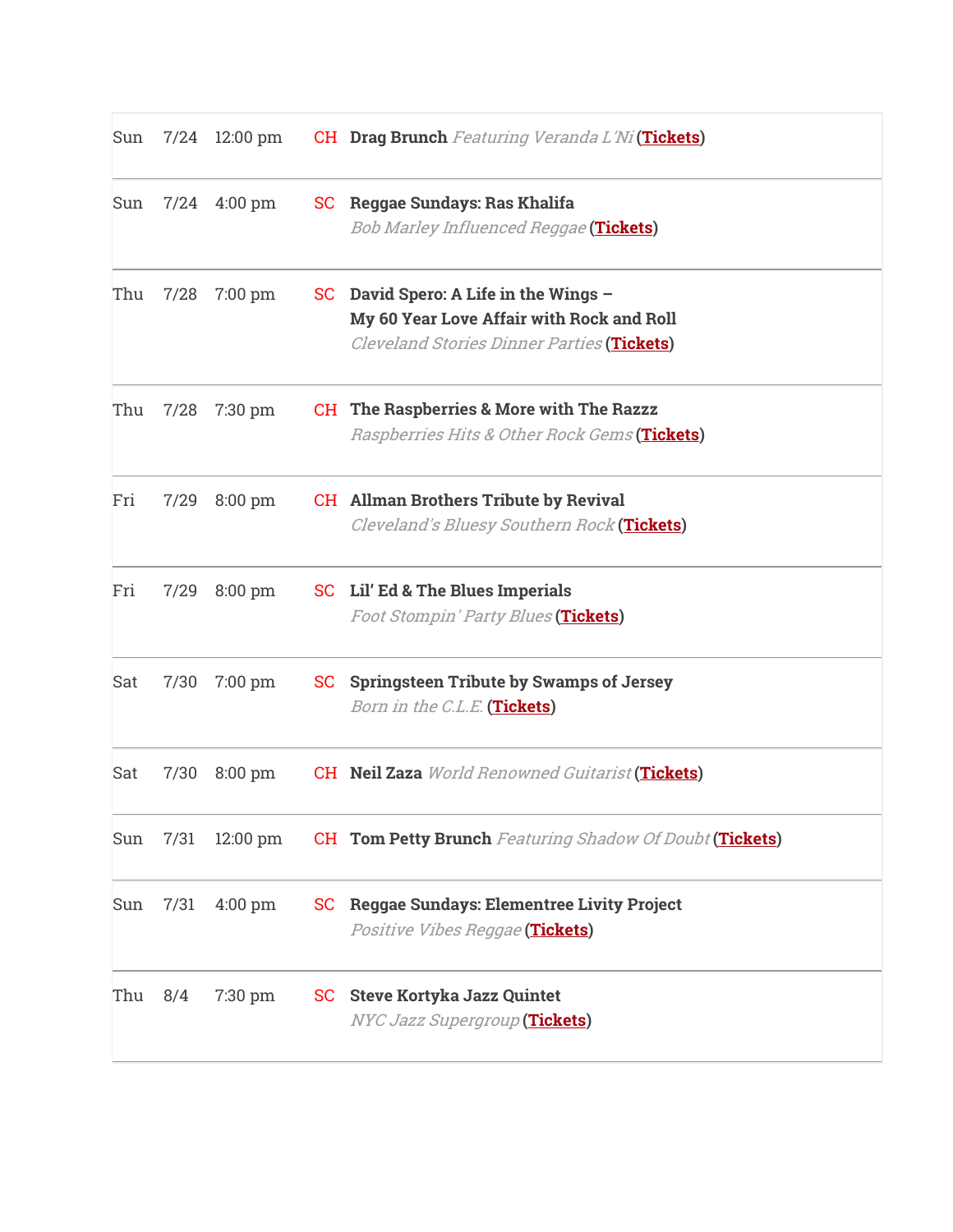| | | | | |
|---|---|---|---|---|
| Sun | 7/24 | 12:00 pm | CH | **Drag Brunch** *Featuring Veranda L'Ni* (**Tickets**) |
| Sun | 7/24 | 4:00 pm | SC | **Reggae Sundays: Ras Khalifa**<br>*Bob Marley Influenced Reggae* (**Tickets**) |
| Thu | 7/28 | 7:00 pm | SC | **David Spero: A Life in the Wings – My 60 Year Love Affair with Rock and Roll**<br>*Cleveland Stories Dinner Parties* (**Tickets**) |
| Thu | 7/28 | 7:30 pm | CH | **The Raspberries & More with The Razzz**<br>*Raspberries Hits & Other Rock Gems* (**Tickets**) |
| Fri | 7/29 | 8:00 pm | CH | **Allman Brothers Tribute by Revival**<br>*Cleveland's Bluesy Southern Rock* (**Tickets**) |
| Fri | 7/29 | 8:00 pm | SC | **Lil' Ed & The Blues Imperials**<br>*Foot Stompin' Party Blues* (**Tickets**) |
| Sat | 7/30 | 7:00 pm | SC | **Springsteen Tribute by Swamps of Jersey**<br>*Born in the C.L.E.* (**Tickets**) |
| Sat | 7/30 | 8:00 pm | CH | **Neil Zaza** *World Renowned Guitarist* (**Tickets**) |
| Sun | 7/31 | 12:00 pm | CH | **Tom Petty Brunch** *Featuring Shadow Of Doubt* (**Tickets**) |
| Sun | 7/31 | 4:00 pm | SC | **Reggae Sundays: Elementree Livity Project**<br>*Positive Vibes Reggae* (**Tickets**) |
| Thu | 8/4 | 7:30 pm | SC | **Steve Kortyka Jazz Quintet**<br>*NYC Jazz Supergroup* (**Tickets**) |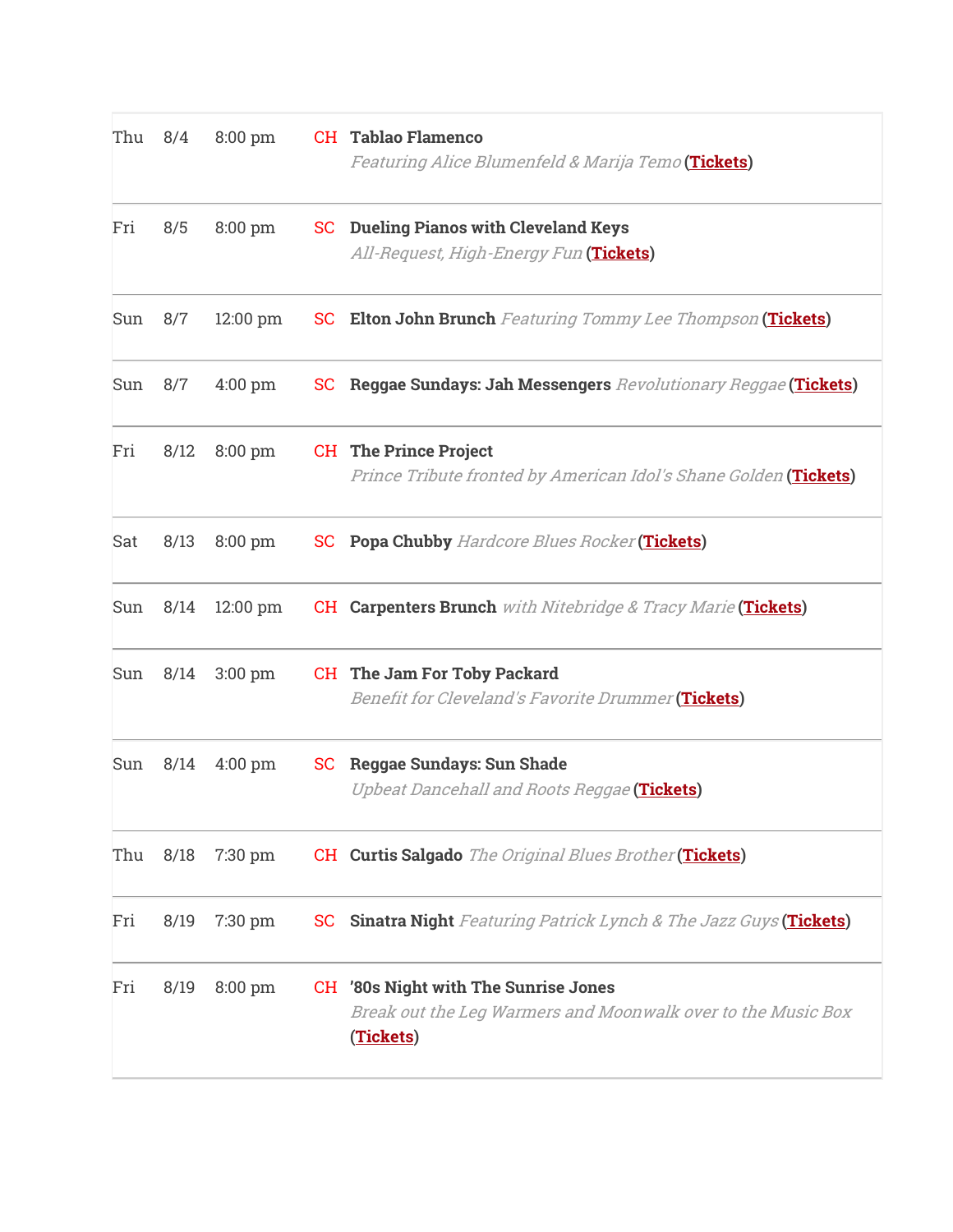| | | | | |
|---|---|---|---|---|
| Thu | 8/4 | 8:00 pm | CH | **Tablao Flamenco** *Featuring Alice Blumenfeld & Marija Temo* (**Tickets**) |
| Fri | 8/5 | 8:00 pm | SC | **Dueling Pianos with Cleveland Keys** *All-Request, High-Energy Fun* (**Tickets**) |
| Sun | 8/7 | 12:00 pm | SC | **Elton John Brunch** *Featuring Tommy Lee Thompson* (**Tickets**) |
| Sun | 8/7 | 4:00 pm | SC | **Reggae Sundays: Jah Messengers** *Revolutionary Reggae* (**Tickets**) |
| Fri | 8/12 | 8:00 pm | CH | **The Prince Project** *Prince Tribute fronted by American Idol's Shane Golden* (**Tickets**) |
| Sat | 8/13 | 8:00 pm | SC | **Popa Chubby** *Hardcore Blues Rocker* (**Tickets**) |
| Sun | 8/14 | 12:00 pm | CH | **Carpenters Brunch** *with Nitebridge & Tracy Marie* (**Tickets**) |
| Sun | 8/14 | 3:00 pm | CH | **The Jam For Toby Packard** *Benefit for Cleveland's Favorite Drummer* (**Tickets**) |
| Sun | 8/14 | 4:00 pm | SC | **Reggae Sundays: Sun Shade** *Upbeat Dancehall and Roots Reggae* (**Tickets**) |
| Thu | 8/18 | 7:30 pm | CH | **Curtis Salgado** *The Original Blues Brother* (**Tickets**) |
| Fri | 8/19 | 7:30 pm | SC | **Sinatra Night** *Featuring Patrick Lynch & The Jazz Guys* (**Tickets**) |
| Fri | 8/19 | 8:00 pm | CH | **'80s Night with The Sunrise Jones** *Break out the Leg Warmers and Moonwalk over to the Music Box* (**Tickets**) |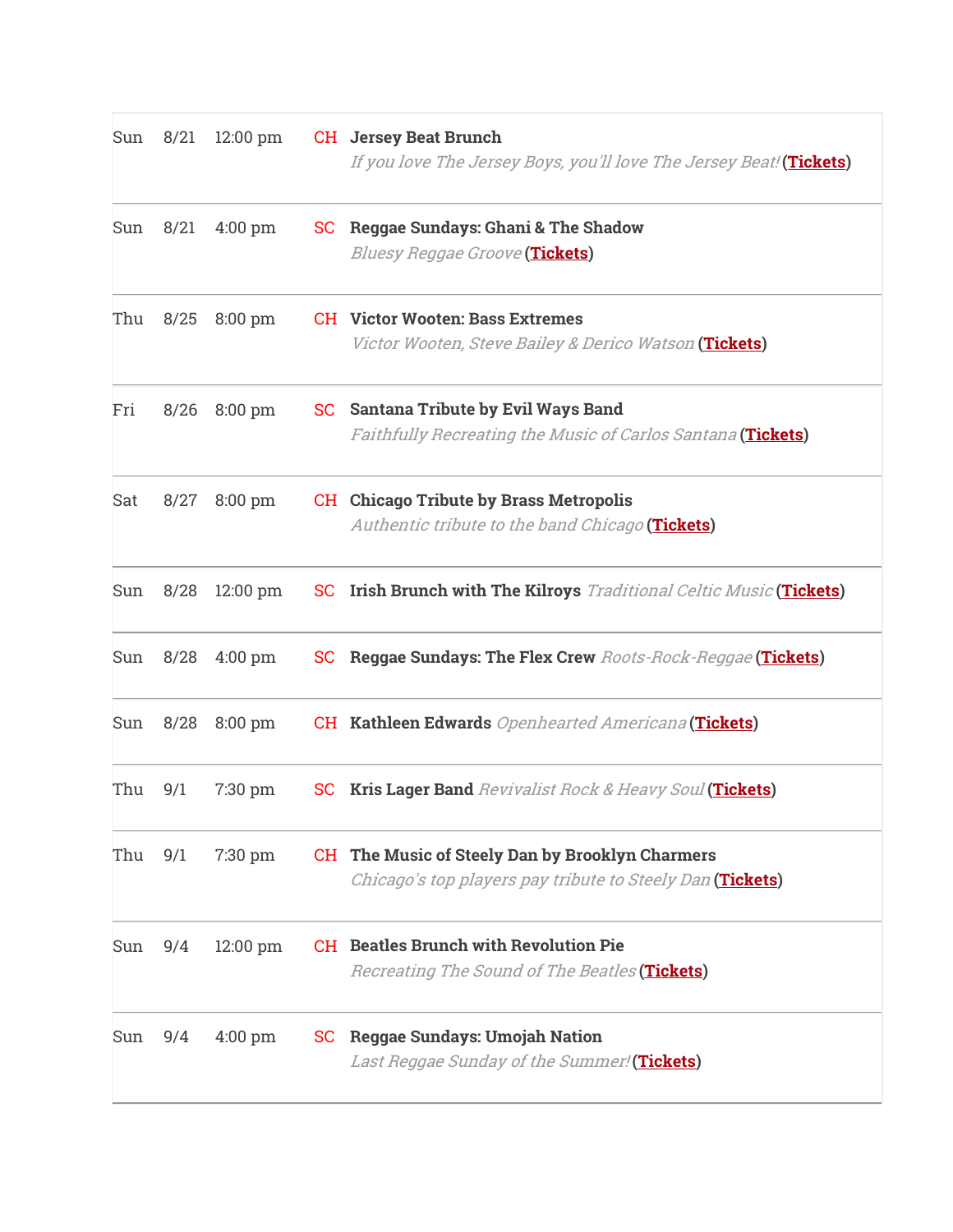| | | | | |
|---|---|---|---|---|
| Sun | 8/21 | 12:00 pm | CH | **Jersey Beat Brunch** *If you love The Jersey Boys, you'll love The Jersey Beat!* (**Tickets**) |
| Sun | 8/21 | 4:00 pm | SC | **Reggae Sundays: Ghani & The Shadow** *Bluesy Reggae Groove* (**Tickets**) |
| Thu | 8/25 | 8:00 pm | CH | **Victor Wooten: Bass Extremes** *Victor Wooten, Steve Bailey & Derico Watson* (**Tickets**) |
| Fri | 8/26 | 8:00 pm | SC | **Santana Tribute by Evil Ways Band** *Faithfully Recreating the Music of Carlos Santana* (**Tickets**) |
| Sat | 8/27 | 8:00 pm | CH | **Chicago Tribute by Brass Metropolis** *Authentic tribute to the band Chicago* (**Tickets**) |
| Sun | 8/28 | 12:00 pm | SC | **Irish Brunch with The Kilroys** *Traditional Celtic Music* (**Tickets**) |
| Sun | 8/28 | 4:00 pm | SC | **Reggae Sundays: The Flex Crew** *Roots-Rock-Reggae* (**Tickets**) |
| Sun | 8/28 | 8:00 pm | CH | **Kathleen Edwards** *Openhearted Americana* (**Tickets**) |
| Thu | 9/1 | 7:30 pm | SC | **Kris Lager Band** *Revivalist Rock & Heavy Soul* (**Tickets**) |
| Thu | 9/1 | 7:30 pm | CH | **The Music of Steely Dan by Brooklyn Charmers** *Chicago's top players pay tribute to Steely Dan* (**Tickets**) |
| Sun | 9/4 | 12:00 pm | CH | **Beatles Brunch with Revolution Pie** *Recreating The Sound of The Beatles* (**Tickets**) |
| Sun | 9/4 | 4:00 pm | SC | **Reggae Sundays: Umojah Nation** *Last Reggae Sunday of the Summer!* (**Tickets**) |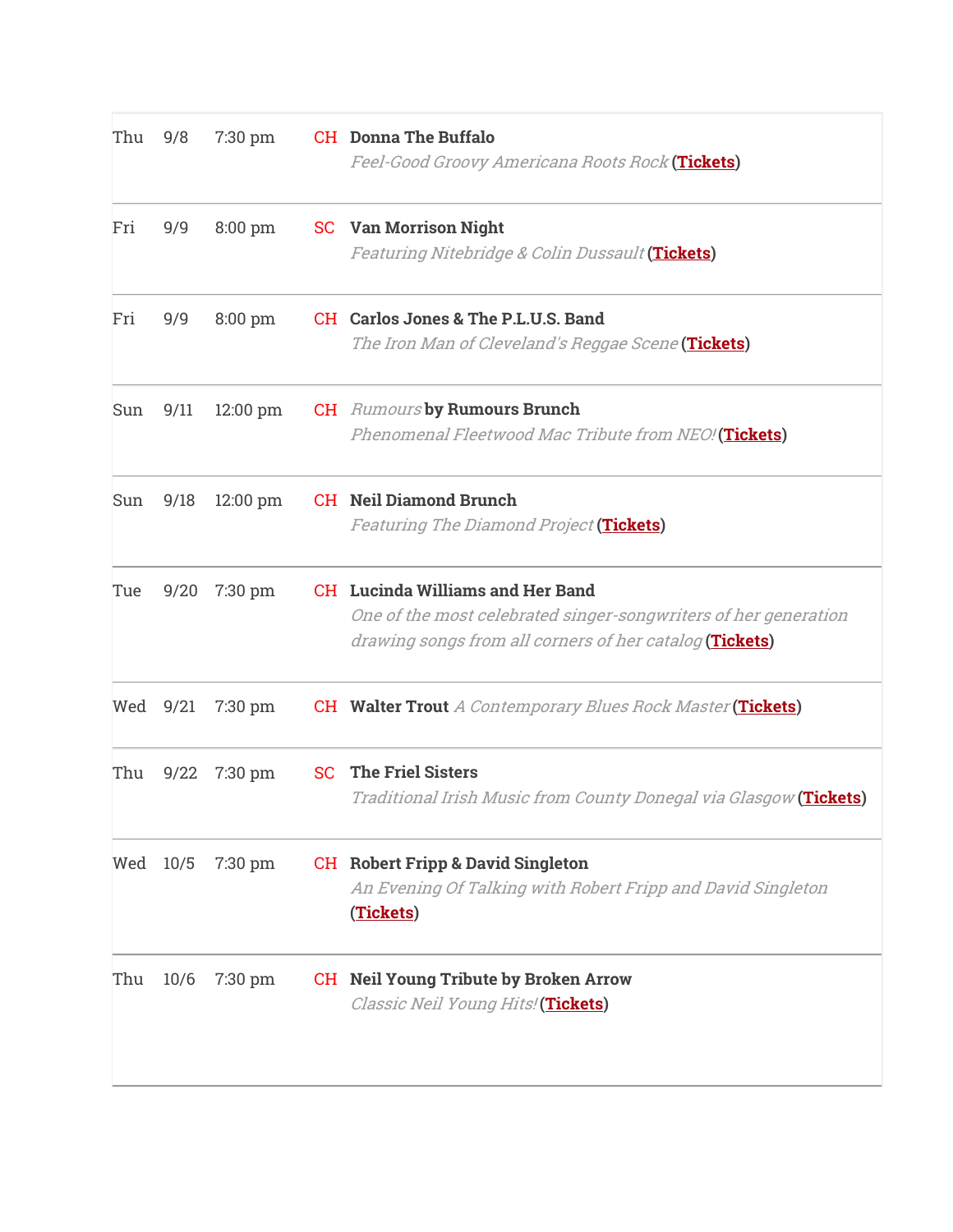| | | | | |
|---|---|---|---|---|
| Thu | 9/8 | 7:30 pm | CH | **Donna The Buffalo**<br>*Feel-Good Groovy Americana Roots Rock* (**Tickets**) |
| Fri | 9/9 | 8:00 pm | SC | **Van Morrison Night**<br>*Featuring Nitebridge & Colin Dussault* (**Tickets**) |
| Fri | 9/9 | 8:00 pm | CH | **Carlos Jones & The P.L.U.S. Band**<br>*The Iron Man of Cleveland's Reggae Scene* (**Tickets**) |
| Sun | 9/11 | 12:00 pm | CH | *Rumours* **by Rumours Brunch**<br>*Phenomenal Fleetwood Mac Tribute from NEO!* (**Tickets**) |
| Sun | 9/18 | 12:00 pm | CH | **Neil Diamond Brunch**<br>*Featuring The Diamond Project* (**Tickets**) |
| Tue | 9/20 | 7:30 pm | CH | **Lucinda Williams and Her Band**<br>*One of the most celebrated singer-songwriters of her generation drawing songs from all corners of her catalog* (**Tickets**) |
| Wed | 9/21 | 7:30 pm | CH | **Walter Trout** *A Contemporary Blues Rock Master* (**Tickets**) |
| Thu | 9/22 | 7:30 pm | SC | **The Friel Sisters**<br>*Traditional Irish Music from County Donegal via Glasgow* (**Tickets**) |
| Wed | 10/5 | 7:30 pm | CH | **Robert Fripp & David Singleton**<br>*An Evening Of Talking with Robert Fripp and David Singleton* (**Tickets**) |
| Thu | 10/6 | 7:30 pm | CH | **Neil Young Tribute by Broken Arrow**<br>*Classic Neil Young Hits!* (**Tickets**) |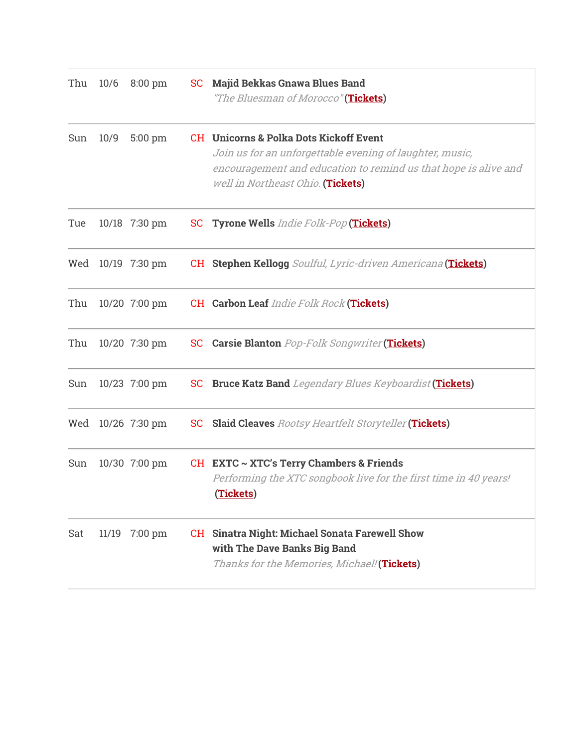| | | | | |
|---|---|---|---|---|
| Thu | 10/6 | 8:00 pm | SC | **Majid Bekkas Gnawa Blues Band** *"The Bluesman of Morocco"* (**Tickets**) |
| Sun | 10/9 | 5:00 pm | CH | **Unicorns & Polka Dots Kickoff Event** *Join us for an unforgettable evening of laughter, music, encouragement and education to remind us that hope is alive and well in Northeast Ohio.* (**Tickets**) |
| Tue | 10/18 | 7:30 pm | SC | **Tyrone Wells** *Indie Folk-Pop* (**Tickets**) |
| Wed | 10/19 | 7:30 pm | CH | **Stephen Kellogg** *Soulful, Lyric-driven Americana* (**Tickets**) |
| Thu | 10/20 | 7:00 pm | CH | **Carbon Leaf** *Indie Folk Rock* (**Tickets**) |
| Thu | 10/20 | 7:30 pm | SC | **Carsie Blanton** *Pop-Folk Songwriter* (**Tickets**) |
| Sun | 10/23 | 7:00 pm | SC | **Bruce Katz Band** *Legendary Blues Keyboardist* (**Tickets**) |
| Wed | 10/26 | 7:30 pm | SC | **Slaid Cleaves** *Rootsy Heartfelt Storyteller* (**Tickets**) |
| Sun | 10/30 | 7:00 pm | CH | **EXTC ~ XTC's Terry Chambers & Friends** *Performing the XTC songbook live for the first time in 40 years!* (**Tickets**) |
| Sat | 11/19 | 7:00 pm | CH | **Sinatra Night: Michael Sonata Farewell Show with The Dave Banks Big Band** *Thanks for the Memories, Michael!* (**Tickets**) |